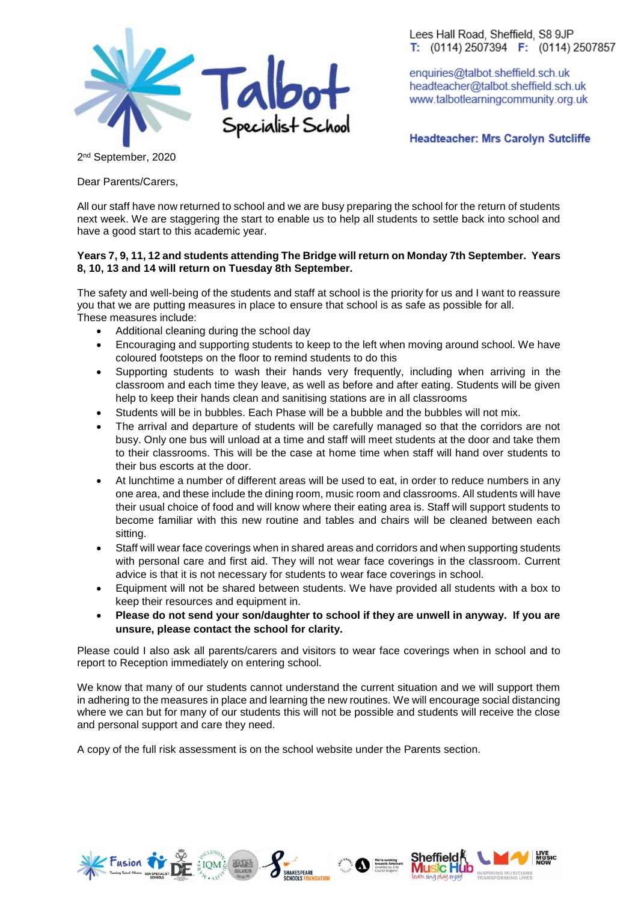Lees Hall Road, Sheffield, S8 9JP
T: (0114) 2507394 F: (0114) 2507857

enquiries@talbot.sheffield.sch.uk
headteacher@talbot.sheffield.sch.uk
www.talbotlearningcommunity.org.uk

**Headteacher: Mrs Carolyn Sutcliffe**

2nd September, 2020

Dear Parents/Carers,

All our staff have now returned to school and we are busy preparing the school for the return of students next week. We are staggering the start to enable us to help all students to settle back into school and have a good start to this academic year.

**Years 7, 9, 11, 12 and students attending The Bridge will return on Monday 7th September. Years 8, 10, 13 and 14 will return on Tuesday 8th September.**

The safety and well-being of the students and staff at school is the priority for us and I want to reassure you that we are putting measures in place to ensure that school is as safe as possible for all.
These measures include:

- Additional cleaning during the school day
- Encouraging and supporting students to keep to the left when moving around school. We have coloured footsteps on the floor to remind students to do this
- Supporting students to wash their hands very frequently, including when arriving in the classroom and each time they leave, as well as before and after eating. Students will be given help to keep their hands clean and sanitising stations are in all classrooms
- Students will be in bubbles. Each Phase will be a bubble and the bubbles will not mix.
- The arrival and departure of students will be carefully managed so that the corridors are not busy. Only one bus will unload at a time and staff will meet students at the door and take them to their classrooms. This will be the case at home time when staff will hand over students to their bus escorts at the door.
- At lunchtime a number of different areas will be used to eat, in order to reduce numbers in any one area, and these include the dining room, music room and classrooms. All students will have their usual choice of food and will know where their eating area is. Staff will support students to become familiar with this new routine and tables and chairs will be cleaned between each sitting.
- Staff will wear face coverings when in shared areas and corridors and when supporting students with personal care and first aid. They will not wear face coverings in the classroom. Current advice is that it is not necessary for students to wear face coverings in school.
- Equipment will not be shared between students. We have provided all students with a box to keep their resources and equipment in.
- **Please do not send your son/daughter to school if they are unwell in anyway. If you are unsure, please contact the school for clarity.**

Please could I also ask all parents/carers and visitors to wear face coverings when in school and to report to Reception immediately on entering school.

We know that many of our students cannot understand the current situation and we will support them in adhering to the measures in place and learning the new routines. We will encourage social distancing where we can but for many of our students this will not be possible and students will receive the close and personal support and care they need.

A copy of the full risk assessment is on the school website under the Parents section.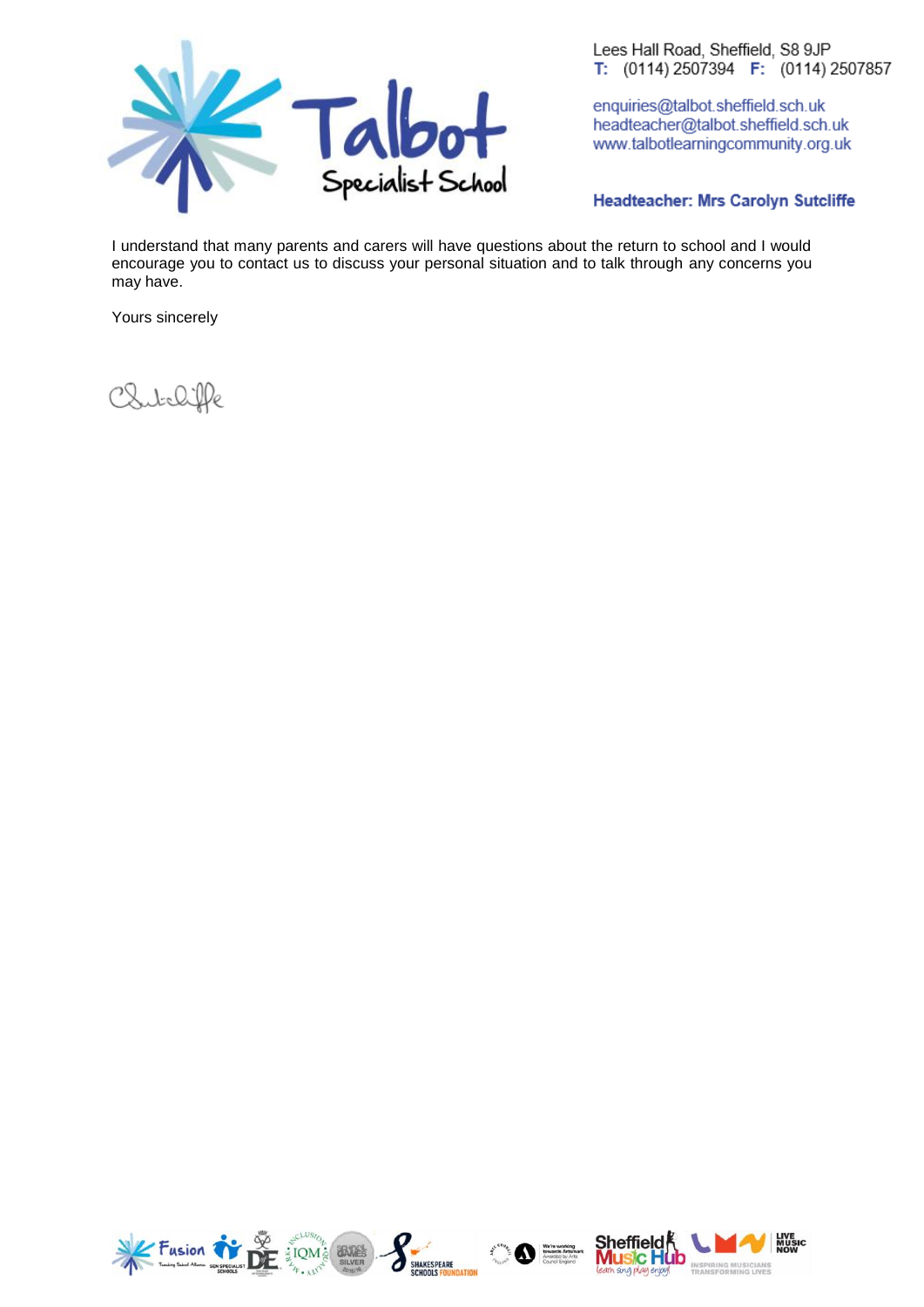Lees Hall Road, Sheffield, S8 9JP
**T:** (0114) 2507394 **F:** (0114) 2507857

enquiries@talbot.sheffield.sch.uk
headteacher@talbot.sheffield.sch.uk
www.talbotlearningcommunity.org.uk

**Headteacher: Mrs Carolyn Sutcliffe**

I understand that many parents and carers will have questions about the return to school and I would encourage you to contact us to discuss your personal situation and to talk through any concerns you may have.

Yours sincerely

C Sutcliffe